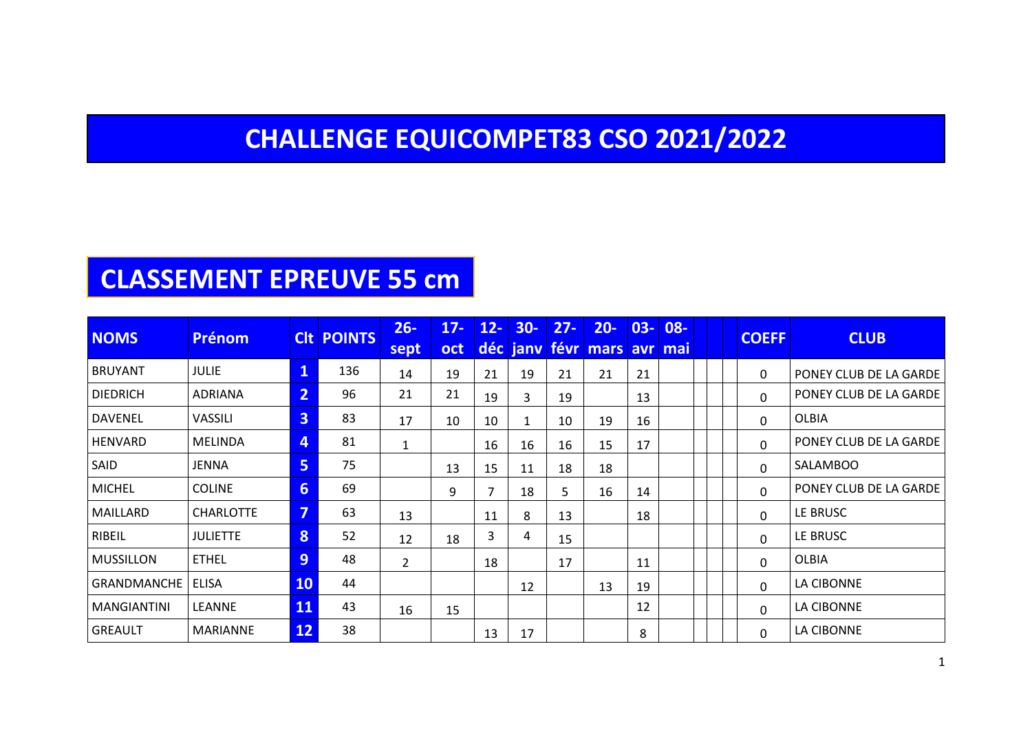# CHALLENGE EQUICOMPET83 CSO 2021/2022

## CLASSEMENT EPREUVE 55 cm

| NOMS | Prénom | Clt | POINTS | 26-sept | 17-oct | 12-déc | 30-janv | 27-févr | 20-mars | 03-avr | 08-mai | | | | COEFF | CLUB |
|---|---|---|---|---|---|---|---|---|---|---|---|---|---|---|---|---|
| BRUYANT | JULIE | 1 | 136 | 14 | 19 | 21 | 19 | 21 | 21 | 21 | | | | | 0 | PONEY CLUB DE LA GARDE |
| DIEDRICH | ADRIANA | 2 | 96 | 21 | 21 | 19 | 3 | 19 | | 13 | | | | | 0 | PONEY CLUB DE LA GARDE |
| DAVENEL | VASSILI | 3 | 83 | 17 | 10 | 10 | 1 | 10 | 19 | 16 | | | | | 0 | OLBIA |
| HENVARD | MELINDA | 4 | 81 | 1 | | 16 | 16 | 16 | 15 | 17 | | | | | 0 | PONEY CLUB DE LA GARDE |
| SAID | JENNA | 5 | 75 | | 13 | 15 | 11 | 18 | 18 | | | | | | 0 | SALAMBOO |
| MICHEL | COLINE | 6 | 69 | | 9 | 7 | 18 | 5 | 16 | 14 | | | | | 0 | PONEY CLUB DE LA GARDE |
| MAILLARD | CHARLOTTE | 7 | 63 | 13 | | 11 | 8 | 13 | | 18 | | | | | 0 | LE BRUSC |
| RIBEIL | JULIETTE | 8 | 52 | 12 | 18 | 3 | 4 | 15 | | | | | | | 0 | LE BRUSC |
| MUSSILLON | ETHEL | 9 | 48 | 2 | | 18 | | 17 | | 11 | | | | | 0 | OLBIA |
| GRANDMANCHE | ELISA | 10 | 44 | | | | 12 | | 13 | 19 | | | | | 0 | LA CIBONNE |
| MANGIANTINI | LEANNE | 11 | 43 | 16 | 15 | | | | | 12 | | | | | 0 | LA CIBONNE |
| GREAULT | MARIANNE | 12 | 38 | | | 13 | 17 | | | 8 | | | | | 0 | LA CIBONNE |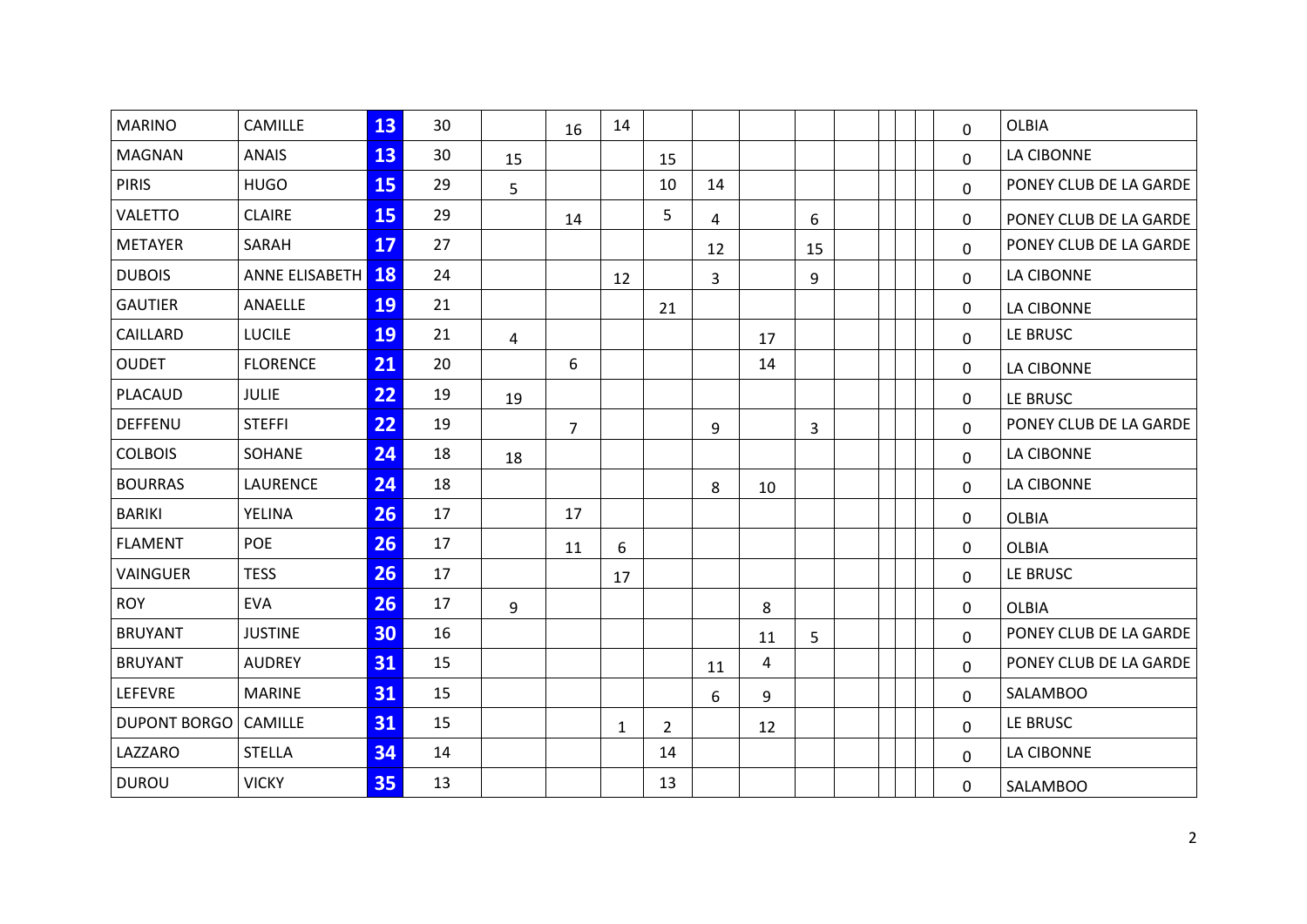| | | | | | | | | | | | | | | | | |
|---|---|---|---|---|---|---|---|---|---|---|---|---|---|---|---|---|
| MARINO | CAMILLE | 13 | 30 | | 16 | 14 | | | | | | | | | 0 | OLBIA |
| MAGNAN | ANAIS | 13 | 30 | 15 | | | 15 | | | | | | | | 0 | LA CIBONNE |
| PIRIS | HUGO | 15 | 29 | 5 | | | 10 | 14 | | | | | | | 0 | PONEY CLUB DE LA GARDE |
| VALETTO | CLAIRE | 15 | 29 | | 14 | | 5 | 4 | | 6 | | | | | 0 | PONEY CLUB DE LA GARDE |
| METAYER | SARAH | 17 | 27 | | | | | 12 | | 15 | | | | | 0 | PONEY CLUB DE LA GARDE |
| DUBOIS | ANNE ELISABETH | 18 | 24 | | | 12 | | 3 | | 9 | | | | | 0 | LA CIBONNE |
| GAUTIER | ANAELLE | 19 | 21 | | | | 21 | | | | | | | | 0 | LA CIBONNE |
| CAILLARD | LUCILE | 19 | 21 | 4 | | | | | 17 | | | | | | 0 | LE BRUSC |
| OUDET | FLORENCE | 21 | 20 | | 6 | | | | 14 | | | | | | 0 | LA CIBONNE |
| PLACAUD | JULIE | 22 | 19 | 19 | | | | | | | | | | | 0 | LE BRUSC |
| DEFFENU | STEFFI | 22 | 19 | | 7 | | | 9 | | 3 | | | | | 0 | PONEY CLUB DE LA GARDE |
| COLBOIS | SOHANE | 24 | 18 | 18 | | | | | | | | | | | 0 | LA CIBONNE |
| BOURRAS | LAURENCE | 24 | 18 | | | | | 8 | 10 | | | | | | 0 | LA CIBONNE |
| BARIKI | YELINA | 26 | 17 | | 17 | | | | | | | | | | 0 | OLBIA |
| FLAMENT | POE | 26 | 17 | | 11 | 6 | | | | | | | | | 0 | OLBIA |
| VAINGUER | TESS | 26 | 17 | | | 17 | | | | | | | | | 0 | LE BRUSC |
| ROY | EVA | 26 | 17 | 9 | | | | | 8 | | | | | | 0 | OLBIA |
| BRUYANT | JUSTINE | 30 | 16 | | | | | | 11 | 5 | | | | | 0 | PONEY CLUB DE LA GARDE |
| BRUYANT | AUDREY | 31 | 15 | | | | | 11 | 4 | | | | | | 0 | PONEY CLUB DE LA GARDE |
| LEFEVRE | MARINE | 31 | 15 | | | | | 6 | 9 | | | | | | 0 | SALAMBOO |
| DUPONT BORGO | CAMILLE | 31 | 15 | | | 1 | 2 | | 12 | | | | | | 0 | LE BRUSC |
| LAZZARO | STELLA | 34 | 14 | | | | 14 | | | | | | | | 0 | LA CIBONNE |
| DUROU | VICKY | 35 | 13 | | | | 13 | | | | | | | | 0 | SALAMBOO |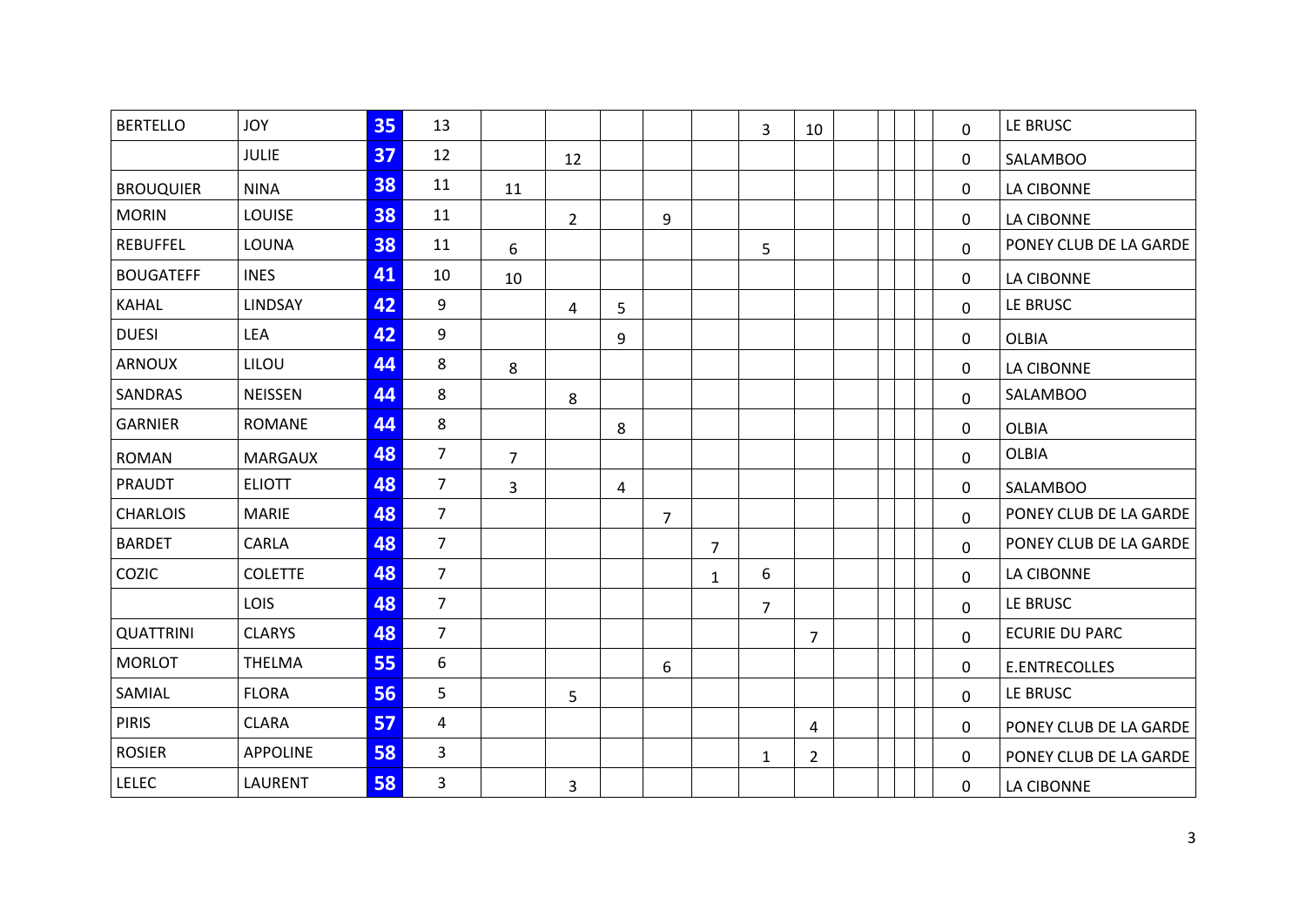| | | | | | | | | | | | | | | | | |
|---|---|---|---|---|---|---|---|---|---|---|---|---|---|---|---|---|
| BERTELLO | JOY | 35 | 13 | | | | | | 3 | 10 | | | | | 0 | LE BRUSC |
| | JULIE | 37 | 12 | | 12 | | | | | | | | | | 0 | SALAMBOO |
| BROUQUIER | NINA | 38 | 11 | 11 | | | | | | | | | | | 0 | LA CIBONNE |
| MORIN | LOUISE | 38 | 11 | | 2 | | 9 | | | | | | | | 0 | LA CIBONNE |
| REBUFFEL | LOUNA | 38 | 11 | 6 | | | | | 5 | | | | | | 0 | PONEY CLUB DE LA GARDE |
| BOUGATEFF | INES | 41 | 10 | 10 | | | | | | | | | | | 0 | LA CIBONNE |
| KAHAL | LINDSAY | 42 | 9 | | 4 | 5 | | | | | | | | | 0 | LE BRUSC |
| DUESI | LEA | 42 | 9 | | | 9 | | | | | | | | | 0 | OLBIA |
| ARNOUX | LILOU | 44 | 8 | 8 | | | | | | | | | | | 0 | LA CIBONNE |
| SANDRAS | NEISSEN | 44 | 8 | | 8 | | | | | | | | | | 0 | SALAMBOO |
| GARNIER | ROMANE | 44 | 8 | | | 8 | | | | | | | | | 0 | OLBIA |
| ROMAN | MARGAUX | 48 | 7 | 7 | | | | | | | | | | | 0 | OLBIA |
| PRAUDT | ELIOTT | 48 | 7 | 3 | | 4 | | | | | | | | | 0 | SALAMBOO |
| CHARLOIS | MARIE | 48 | 7 | | | | 7 | | | | | | | | 0 | PONEY CLUB DE LA GARDE |
| BARDET | CARLA | 48 | 7 | | | | | 7 | | | | | | | 0 | PONEY CLUB DE LA GARDE |
| COZIC | COLETTE | 48 | 7 | | | | | 1 | 6 | | | | | | 0 | LA CIBONNE |
| | LOIS | 48 | 7 | | | | | | 7 | | | | | | 0 | LE BRUSC |
| QUATTRINI | CLARYS | 48 | 7 | | | | | | | 7 | | | | | 0 | ECURIE DU PARC |
| MORLOT | THELMA | 55 | 6 | | | | 6 | | | | | | | | 0 | E.ENTRECOLLES |
| SAMIAL | FLORA | 56 | 5 | | 5 | | | | | | | | | | 0 | LE BRUSC |
| PIRIS | CLARA | 57 | 4 | | | | | | | 4 | | | | | 0 | PONEY CLUB DE LA GARDE |
| ROSIER | APPOLINE | 58 | 3 | | | | | | 1 | 2 | | | | | 0 | PONEY CLUB DE LA GARDE |
| LELEC | LAURENT | 58 | 3 | | 3 | | | | | | | | | | 0 | LA CIBONNE |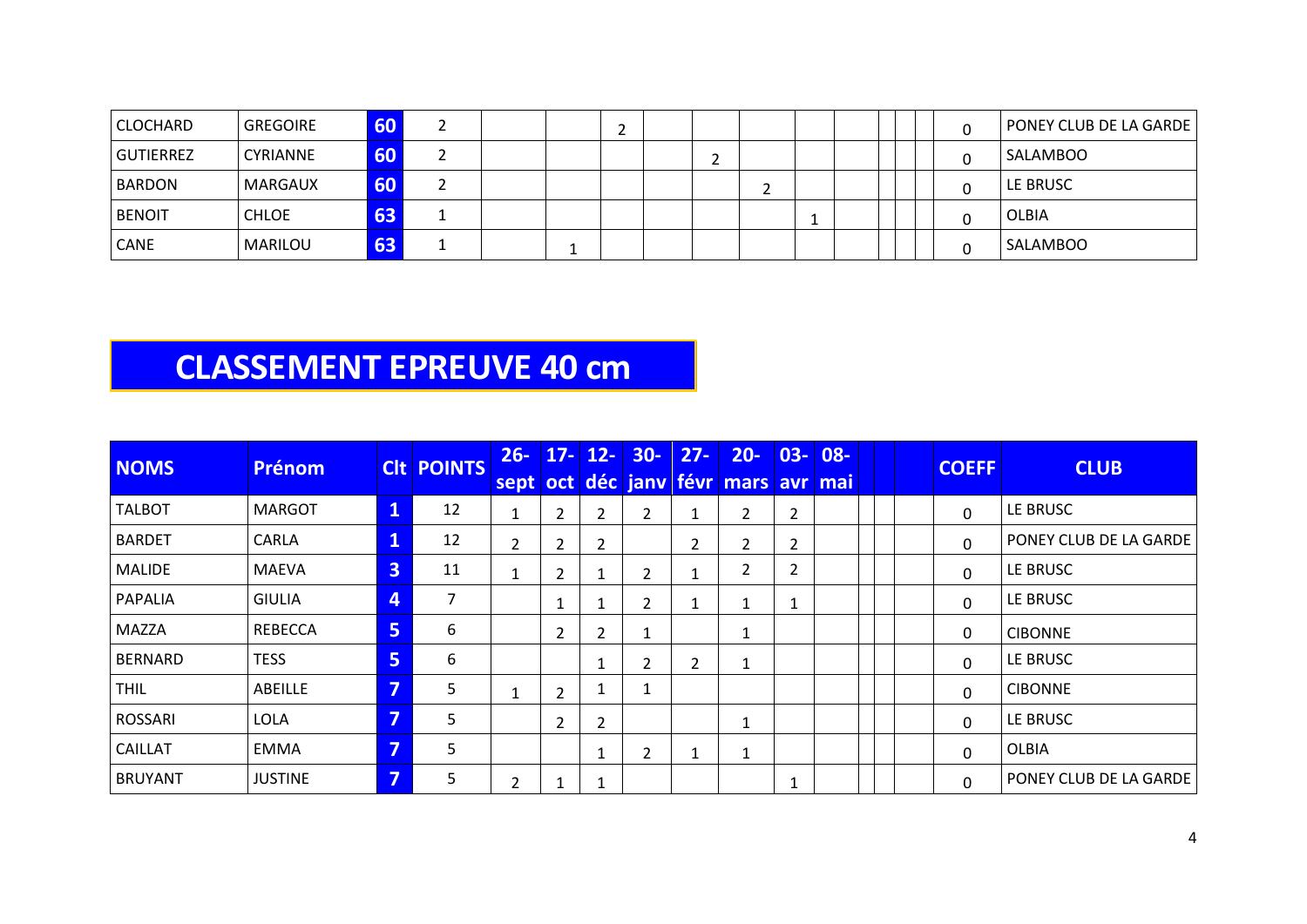| NOMS | Prénom | Clt | POINTS | 26-sept | 17-oct | 12-déc | 30-janv | 27-févr | 20-mars | 03-avr | 08-mai | | | | COEFF | CLUB |
|---|---|---|---|---|---|---|---|---|---|---|---|---|---|---|---|---|
| CLOCHARD | GREGOIRE | 60 | 2 | | | 2 | | | | | | | | | 0 | PONEY CLUB DE LA GARDE |
| GUTIERREZ | CYRIANNE | 60 | 2 | | | | | 2 | | | | | | | 0 | SALAMBOO |
| BARDON | MARGAUX | 60 | 2 | | | | | | 2 | | | | | | 0 | LE BRUSC |
| BENOIT | CHLOE | 63 | 1 | | | | | | | 1 | | | | | 0 | OLBIA |
| CANE | MARILOU | 63 | 1 | | 1 | | | | | | | | | | 0 | SALAMBOO |

# CLASSEMENT EPREUVE 40 cm

| NOMS | Prénom | Clt | POINTS | 26-sept | 17-oct | 12-déc | 30-janv | 27-févr | 20-mars | 03-avr | 08-mai | | | | COEFF | CLUB |
|---|---|---|---|---|---|---|---|---|---|---|---|---|---|---|---|---|
| TALBOT | MARGOT | 1 | 12 | 1 | 2 | 2 | 2 | 1 | 2 | 2 | | | | | 0 | LE BRUSC |
| BARDET | CARLA | 1 | 12 | 2 | 2 | 2 | | 2 | 2 | 2 | | | | | 0 | PONEY CLUB DE LA GARDE |
| MALIDE | MAEVA | 3 | 11 | 1 | 2 | 1 | 2 | 1 | 2 | 2 | | | | | 0 | LE BRUSC |
| PAPALIA | GIULIA | 4 | 7 | | 1 | 1 | 2 | 1 | 1 | 1 | | | | | 0 | LE BRUSC |
| MAZZA | REBECCA | 5 | 6 | | 2 | 2 | 1 | | 1 | | | | | | 0 | CIBONNE |
| BERNARD | TESS | 5 | 6 | | | 1 | 2 | 2 | 1 | | | | | | 0 | LE BRUSC |
| THIL | ABEILLE | 7 | 5 | 1 | 2 | 1 | 1 | | | | | | | | 0 | CIBONNE |
| ROSSARI | LOLA | 7 | 5 | | 2 | 2 | | | 1 | | | | | | 0 | LE BRUSC |
| CAILLAT | EMMA | 7 | 5 | | | 1 | 2 | 1 | 1 | | | | | | 0 | OLBIA |
| BRUYANT | JUSTINE | 7 | 5 | 2 | 1 | 1 | | | | 1 | | | | | 0 | PONEY CLUB DE LA GARDE |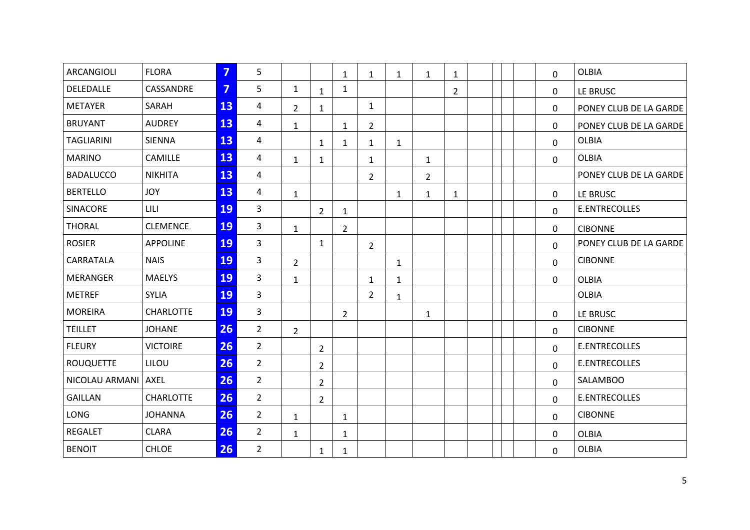| | | | | | | | | | | | | | | | | |
|---|---|---|---|---|---|---|---|---|---|---|---|---|---|---|---|---|
| ARCANGIOLI | FLORA | 7 | 5 | | | 1 | 1 | 1 | 1 | 1 | | | | | 0 | OLBIA |
| DELEDALLE | CASSANDRE | 7 | 5 | 1 | 1 | 1 | | | | 2 | | | | | 0 | LE BRUSC |
| METAYER | SARAH | 13 | 4 | 2 | 1 | | 1 | | | | | | | | 0 | PONEY CLUB DE LA GARDE |
| BRUYANT | AUDREY | 13 | 4 | 1 | | 1 | 2 | | | | | | | | 0 | PONEY CLUB DE LA GARDE |
| TAGLIARINI | SIENNA | 13 | 4 | | 1 | 1 | 1 | 1 | | | | | | | 0 | OLBIA |
| MARINO | CAMILLE | 13 | 4 | 1 | 1 | | 1 | | 1 | | | | | | 0 | OLBIA |
| BADALUCCO | NIKHITA | 13 | 4 | | | | 2 | | 2 | | | | | | | PONEY CLUB DE LA GARDE |
| BERTELLO | JOY | 13 | 4 | 1 | | | | 1 | 1 | 1 | | | | | 0 | LE BRUSC |
| SINACORE | LILI | 19 | 3 | | 2 | 1 | | | | | | | | | 0 | E.ENTRECOLLES |
| THORAL | CLEMENCE | 19 | 3 | 1 | | 2 | | | | | | | | | 0 | CIBONNE |
| ROSIER | APPOLINE | 19 | 3 | | 1 | | 2 | | | | | | | | 0 | PONEY CLUB DE LA GARDE |
| CARRATALA | NAIS | 19 | 3 | 2 | | | | 1 | | | | | | | 0 | CIBONNE |
| MERANGER | MAELYS | 19 | 3 | 1 | | | 1 | 1 | | | | | | | 0 | OLBIA |
| METREF | SYLIA | 19 | 3 | | | | 2 | 1 | | | | | | | | OLBIA |
| MOREIRA | CHARLOTTE | 19 | 3 | | | 2 | | | 1 | | | | | | 0 | LE BRUSC |
| TEILLET | JOHANE | 26 | 2 | 2 | | | | | | | | | | | 0 | CIBONNE |
| FLEURY | VICTOIRE | 26 | 2 | | 2 | | | | | | | | | | 0 | E.ENTRECOLLES |
| ROUQUETTE | LILOU | 26 | 2 | | 2 | | | | | | | | | | 0 | E.ENTRECOLLES |
| NICOLAU ARMANI | AXEL | 26 | 2 | | 2 | | | | | | | | | | 0 | SALAMBOO |
| GAILLAN | CHARLOTTE | 26 | 2 | | 2 | | | | | | | | | | 0 | E.ENTRECOLLES |
| LONG | JOHANNA | 26 | 2 | 1 | | 1 | | | | | | | | | 0 | CIBONNE |
| REGALET | CLARA | 26 | 2 | 1 | | 1 | | | | | | | | | 0 | OLBIA |
| BENOIT | CHLOE | 26 | 2 | | 1 | 1 | | | | | | | | | 0 | OLBIA |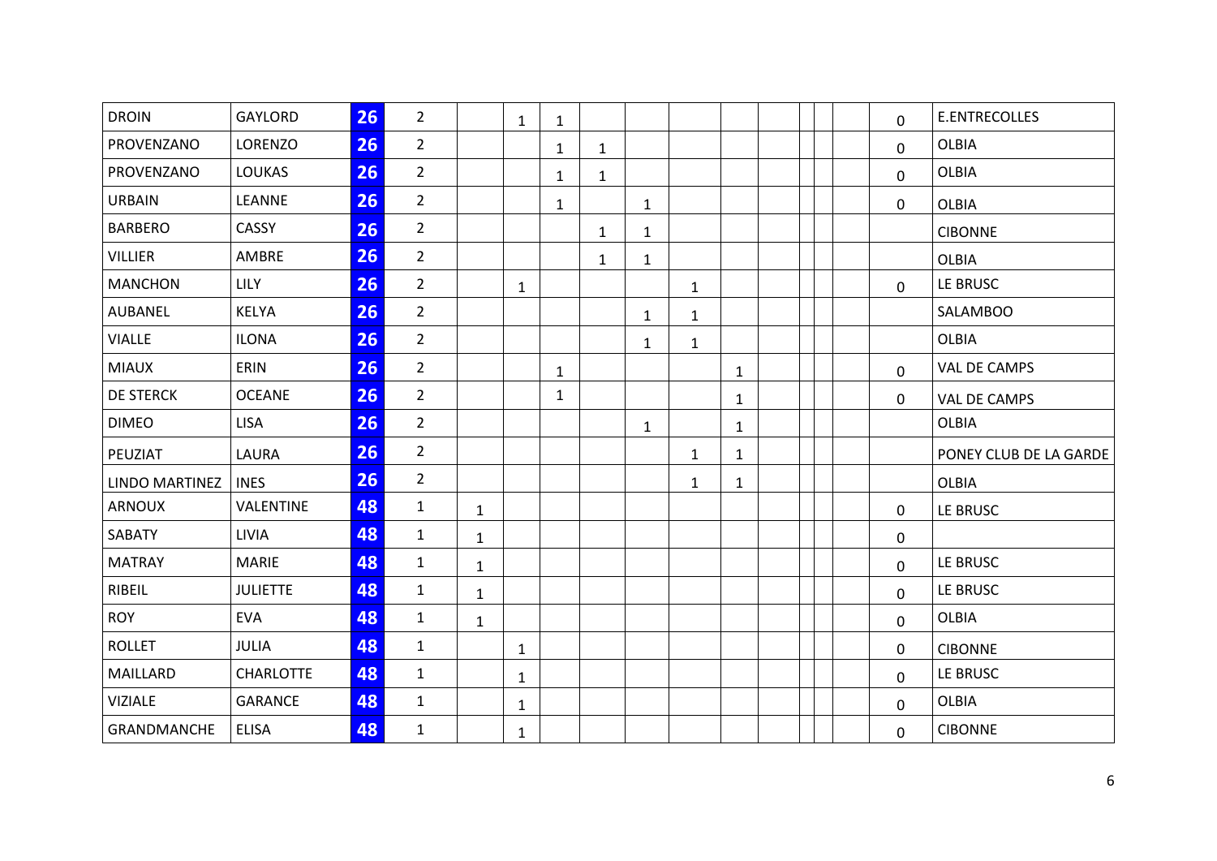| | | | | | | | | | | | | | | | | |
|---|---|---|---|---|---|---|---|---|---|---|---|---|---|---|---|---|
| DROIN | GAYLORD | 26 | 2 | | 1 | 1 | | | | | | | | | 0 | E.ENTRECOLLES |
| PROVENZANO | LORENZO | 26 | 2 | | | 1 | 1 | | | | | | | | 0 | OLBIA |
| PROVENZANO | LOUKAS | 26 | 2 | | | 1 | 1 | | | | | | | | 0 | OLBIA |
| URBAIN | LEANNE | 26 | 2 | | | 1 | | 1 | | | | | | | 0 | OLBIA |
| BARBERO | CASSY | 26 | 2 | | | | 1 | 1 | | | | | | | | CIBONNE |
| VILLIER | AMBRE | 26 | 2 | | | | 1 | 1 | | | | | | | | OLBIA |
| MANCHON | LILY | 26 | 2 | | 1 | | | | 1 | | | | | | 0 | LE BRUSC |
| AUBANEL | KELYA | 26 | 2 | | | | | 1 | 1 | | | | | | | SALAMBOO |
| VIALLE | ILONA | 26 | 2 | | | | | 1 | 1 | | | | | | | OLBIA |
| MIAUX | ERIN | 26 | 2 | | | 1 | | | | 1 | | | | | 0 | VAL DE CAMPS |
| DE STERCK | OCEANE | 26 | 2 | | | 1 | | | | 1 | | | | | 0 | VAL DE CAMPS |
| DIMEO | LISA | 26 | 2 | | | | | 1 | | 1 | | | | | | OLBIA |
| PEUZIAT | LAURA | 26 | 2 | | | | | | 1 | 1 | | | | | | PONEY CLUB DE LA GARDE |
| LINDO MARTINEZ | INES | 26 | 2 | | | | | | 1 | 1 | | | | | | OLBIA |
| ARNOUX | VALENTINE | 48 | 1 | 1 | | | | | | | | | | | 0 | LE BRUSC |
| SABATY | LIVIA | 48 | 1 | 1 | | | | | | | | | | | 0 | |
| MATRAY | MARIE | 48 | 1 | 1 | | | | | | | | | | | 0 | LE BRUSC |
| RIBEIL | JULIETTE | 48 | 1 | 1 | | | | | | | | | | | 0 | LE BRUSC |
| ROY | EVA | 48 | 1 | 1 | | | | | | | | | | | 0 | OLBIA |
| ROLLET | JULIA | 48 | 1 | | 1 | | | | | | | | | | 0 | CIBONNE |
| MAILLARD | CHARLOTTE | 48 | 1 | | 1 | | | | | | | | | | 0 | LE BRUSC |
| VIZIALE | GARANCE | 48 | 1 | | 1 | | | | | | | | | | 0 | OLBIA |
| GRANDMANCHE | ELISA | 48 | 1 | | 1 | | | | | | | | | | 0 | CIBONNE |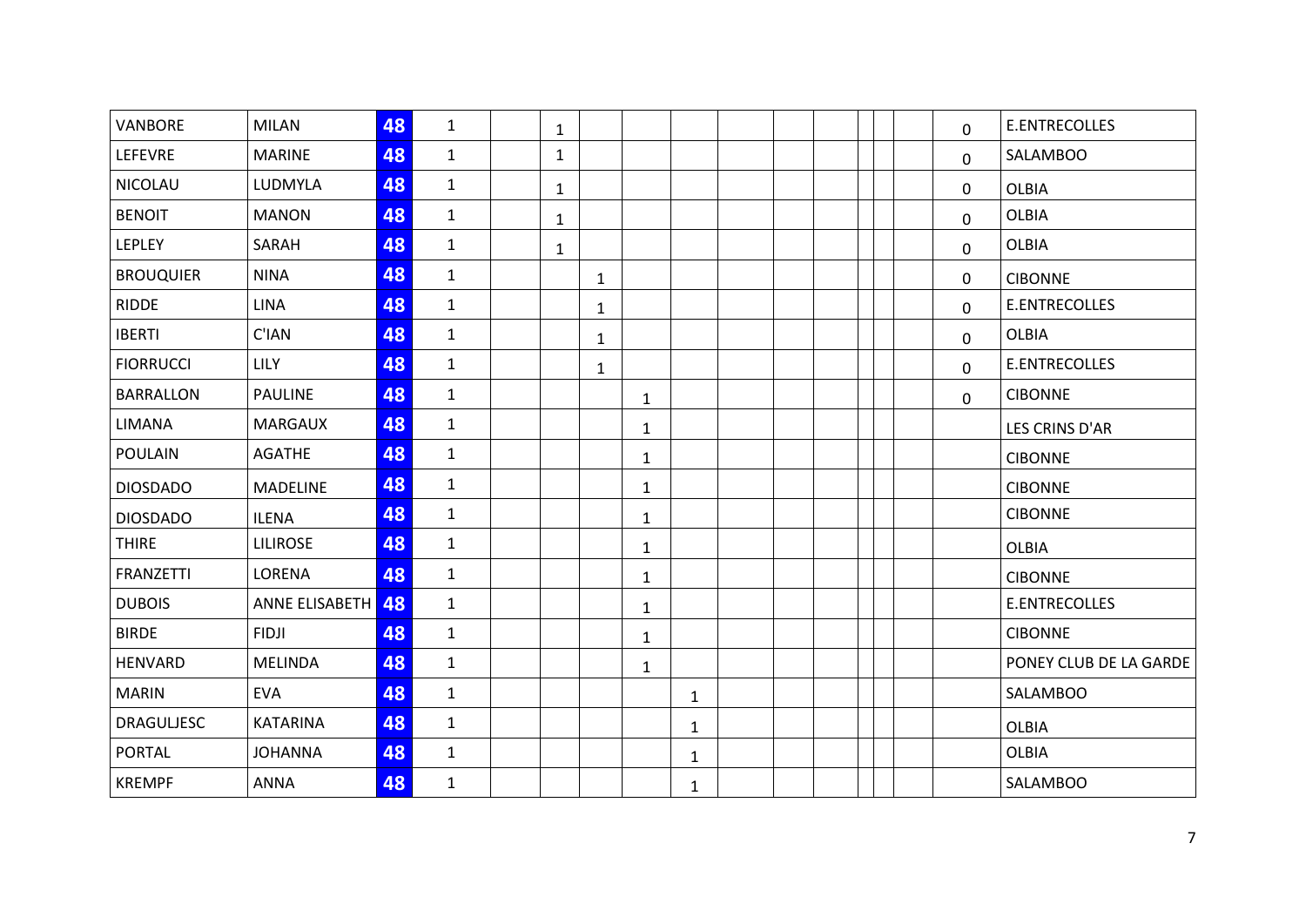| | | | | | | | | | | | | | | | | |
|---|---|---|---|---|---|---|---|---|---|---|---|---|---|---|---|---|
| VANBORE | MILAN | 48 | 1 | | 1 | | | | | | | | | | 0 | E.ENTRECOLLES |
| LEFEVRE | MARINE | 48 | 1 | | 1 | | | | | | | | | | 0 | SALAMBOO |
| NICOLAU | LUDMYLA | 48 | 1 | | 1 | | | | | | | | | | 0 | OLBIA |
| BENOIT | MANON | 48 | 1 | | 1 | | | | | | | | | | 0 | OLBIA |
| LEPLEY | SARAH | 48 | 1 | | 1 | | | | | | | | | | 0 | OLBIA |
| BROUQUIER | NINA | 48 | 1 | | | 1 | | | | | | | | | 0 | CIBONNE |
| RIDDE | LINA | 48 | 1 | | | 1 | | | | | | | | | 0 | E.ENTRECOLLES |
| IBERTI | C'IAN | 48 | 1 | | | 1 | | | | | | | | | 0 | OLBIA |
| FIORRUCCI | LILY | 48 | 1 | | | 1 | | | | | | | | | 0 | E.ENTRECOLLES |
| BARRALLON | PAULINE | 48 | 1 | | | | 1 | | | | | | | | 0 | CIBONNE |
| LIMANA | MARGAUX | 48 | 1 | | | | 1 | | | | | | | | | LES CRINS D'AR |
| POULAIN | AGATHE | 48 | 1 | | | | 1 | | | | | | | | | CIBONNE |
| DIOSDADO | MADELINE | 48 | 1 | | | | 1 | | | | | | | | | CIBONNE |
| DIOSDADO | ILENA | 48 | 1 | | | | 1 | | | | | | | | | CIBONNE |
| THIRE | LILIROSE | 48 | 1 | | | | 1 | | | | | | | | | OLBIA |
| FRANZETTI | LORENA | 48 | 1 | | | | 1 | | | | | | | | | CIBONNE |
| DUBOIS | ANNE ELISABETH | 48 | 1 | | | | 1 | | | | | | | | | E.ENTRECOLLES |
| BIRDE | FIDJI | 48 | 1 | | | | 1 | | | | | | | | | CIBONNE |
| HENVARD | MELINDA | 48 | 1 | | | | 1 | | | | | | | | | PONEY CLUB DE LA GARDE |
| MARIN | EVA | 48 | 1 | | | | | 1 | | | | | | | | SALAMBOO |
| DRAGULJESC | KATARINA | 48 | 1 | | | | | 1 | | | | | | | | OLBIA |
| PORTAL | JOHANNA | 48 | 1 | | | | | 1 | | | | | | | | OLBIA |
| KREMPF | ANNA | 48 | 1 | | | | | 1 | | | | | | | | SALAMBOO |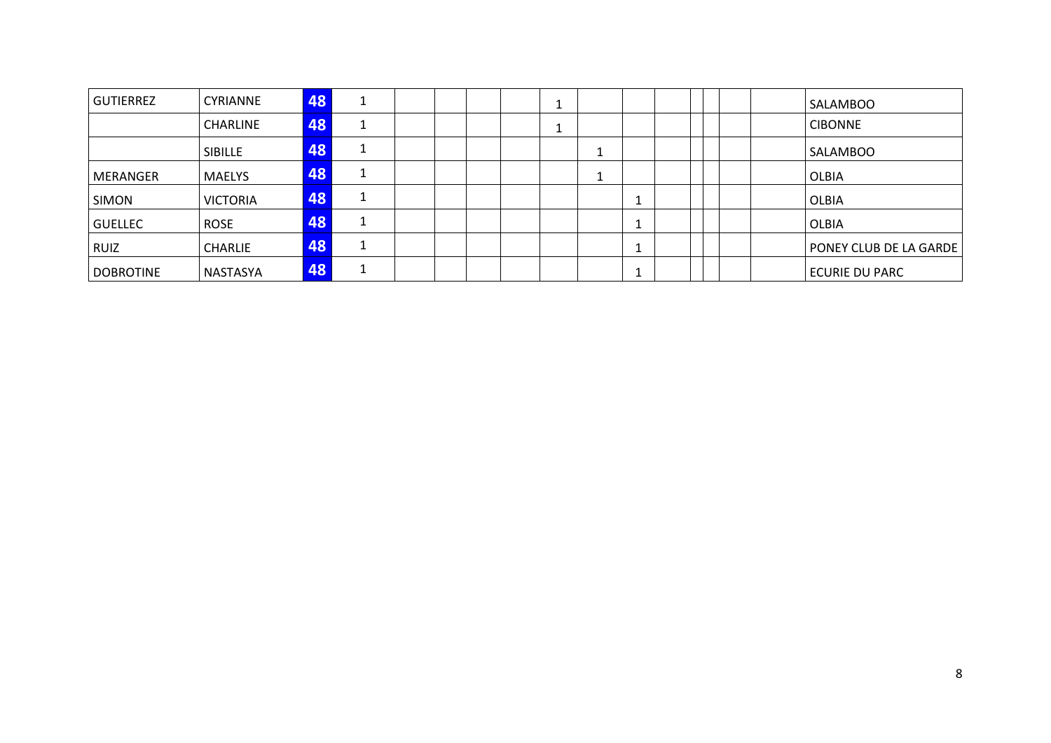| | | | | | | | | | | | | | | | | |
|---|---|---|---|---|---|---|---|---|---|---|---|---|---|---|---|---|
| GUTIERREZ | CYRIANNE | 48 | 1 | | | | | 1 | | | | | | | | SALAMBOO |
| | CHARLINE | 48 | 1 | | | | | 1 | | | | | | | | CIBONNE |
| | SIBILLE | 48 | 1 | | | | | | 1 | | | | | | | SALAMBOO |
| MERANGER | MAELYS | 48 | 1 | | | | | | 1 | | | | | | | OLBIA |
| SIMON | VICTORIA | 48 | 1 | | | | | | | 1 | | | | | | OLBIA |
| GUELLEC | ROSE | 48 | 1 | | | | | | | 1 | | | | | | OLBIA |
| RUIZ | CHARLIE | 48 | 1 | | | | | | | 1 | | | | | | PONEY CLUB DE LA GARDE |
| DOBROTINE | NASTASYA | 48 | 1 | | | | | | | 1 | | | | | | ECURIE DU PARC |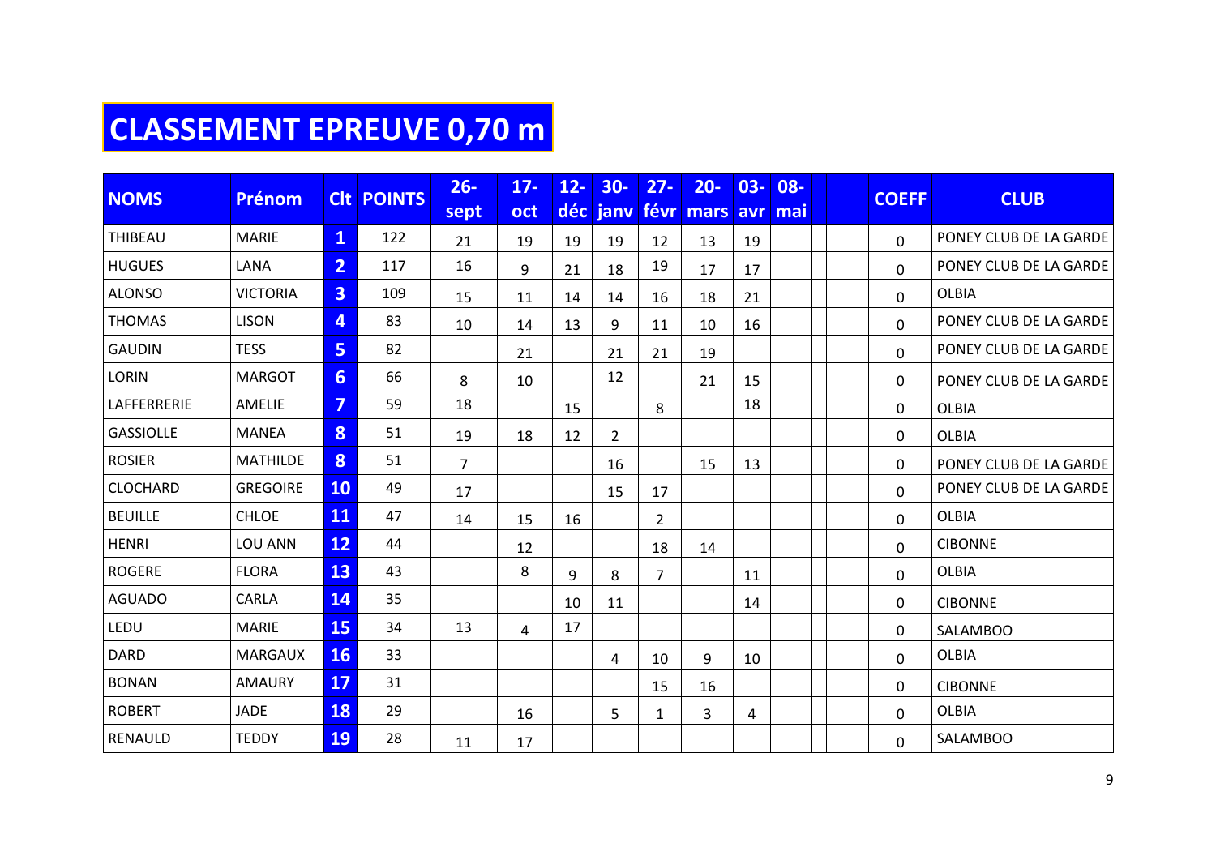# CLASSEMENT EPREUVE 0,70 m

| NOMS | Prénom | Clt | POINTS | 26-sept | 17-oct | 12-déc | 30-janv | 27-févr | 20-mars | 03-avr | 08-mai | | | COEFF | CLUB |
|---|---|---|---|---|---|---|---|---|---|---|---|---|---|---|---|
| THIBEAU | MARIE | 1 | 122 | 21 | 19 | 19 | 19 | 12 | 13 | 19 | | | | 0 | PONEY CLUB DE LA GARDE |
| HUGUES | LANA | 2 | 117 | 16 | 9 | 21 | 18 | 19 | 17 | 17 | | | | 0 | PONEY CLUB DE LA GARDE |
| ALONSO | VICTORIA | 3 | 109 | 15 | 11 | 14 | 14 | 16 | 18 | 21 | | | | 0 | OLBIA |
| THOMAS | LISON | 4 | 83 | 10 | 14 | 13 | 9 | 11 | 10 | 16 | | | | 0 | PONEY CLUB DE LA GARDE |
| GAUDIN | TESS | 5 | 82 | | 21 | | 21 | 21 | 19 | | | | | 0 | PONEY CLUB DE LA GARDE |
| LORIN | MARGOT | 6 | 66 | 8 | 10 | | 12 | | 21 | 15 | | | | 0 | PONEY CLUB DE LA GARDE |
| LAFFERRERIE | AMELIE | 7 | 59 | 18 | | 15 | | 8 | | 18 | | | | 0 | OLBIA |
| GASSIOLLE | MANEA | 8 | 51 | 19 | 18 | 12 | 2 | | | | | | | 0 | OLBIA |
| ROSIER | MATHILDE | 8 | 51 | 7 | | | 16 | | 15 | 13 | | | | 0 | PONEY CLUB DE LA GARDE |
| CLOCHARD | GREGOIRE | 10 | 49 | 17 | | | 15 | 17 | | | | | | 0 | PONEY CLUB DE LA GARDE |
| BEUILLE | CHLOE | 11 | 47 | 14 | 15 | 16 | | 2 | | | | | | 0 | OLBIA |
| HENRI | LOU ANN | 12 | 44 | | 12 | | | 18 | 14 | | | | | 0 | CIBONNE |
| ROGERE | FLORA | 13 | 43 | | 8 | 9 | 8 | 7 | | 11 | | | | 0 | OLBIA |
| AGUADO | CARLA | 14 | 35 | | | 10 | 11 | | | 14 | | | | 0 | CIBONNE |
| LEDU | MARIE | 15 | 34 | 13 | 4 | 17 | | | | | | | | 0 | SALAMBOO |
| DARD | MARGAUX | 16 | 33 | | | | 4 | 10 | 9 | 10 | | | | 0 | OLBIA |
| BONAN | AMAURY | 17 | 31 | | | | | 15 | 16 | | | | | 0 | CIBONNE |
| ROBERT | JADE | 18 | 29 | | 16 | | 5 | 1 | 3 | 4 | | | | 0 | OLBIA |
| RENAULD | TEDDY | 19 | 28 | 11 | 17 | | | | | | | | | 0 | SALAMBOO |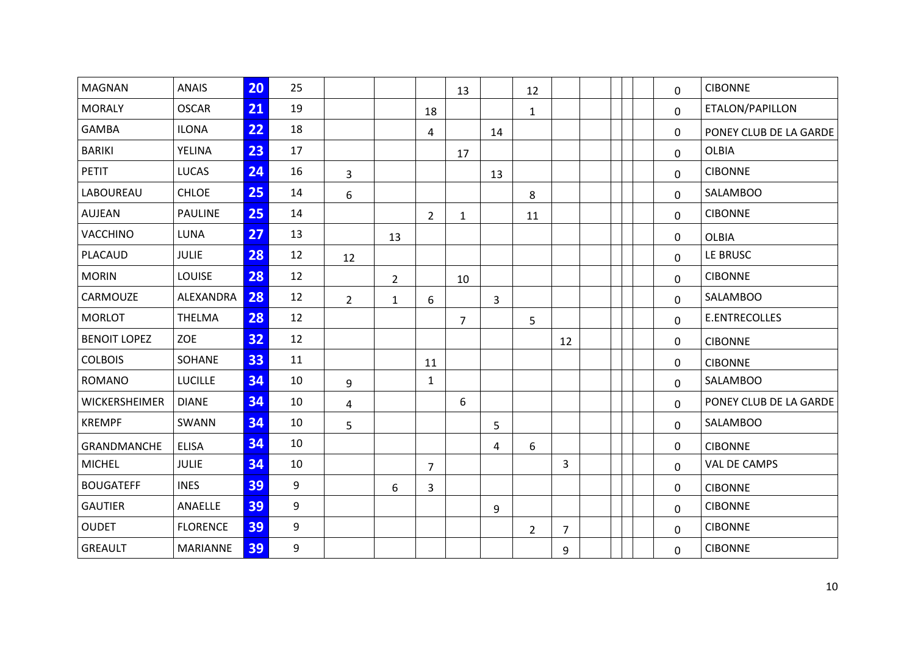| | | | | | | | | | | | | | | | | |
|---|---|---|---|---|---|---|---|---|---|---|---|---|---|---|---|---|
| MAGNAN | ANAIS | 20 | 25 | | | | 13 | | 12 | | | | | | 0 | CIBONNE |
| MORALY | OSCAR | 21 | 19 | | | 18 | | | 1 | | | | | | 0 | ETALON/PAPILLON |
| GAMBA | ILONA | 22 | 18 | | | 4 | | 14 | | | | | | | 0 | PONEY CLUB DE LA GARDE |
| BARIKI | YELINA | 23 | 17 | | | | 17 | | | | | | | | 0 | OLBIA |
| PETIT | LUCAS | 24 | 16 | 3 | | | | 13 | | | | | | | 0 | CIBONNE |
| LABOUREAU | CHLOE | 25 | 14 | 6 | | | | | 8 | | | | | | 0 | SALAMBOO |
| AUJEAN | PAULINE | 25 | 14 | | | 2 | 1 | | 11 | | | | | | 0 | CIBONNE |
| VACCHINO | LUNA | 27 | 13 | | 13 | | | | | | | | | | 0 | OLBIA |
| PLACAUD | JULIE | 28 | 12 | 12 | | | | | | | | | | | 0 | LE BRUSC |
| MORIN | LOUISE | 28 | 12 | | 2 | | 10 | | | | | | | | 0 | CIBONNE |
| CARMOUZE | ALEXANDRA | 28 | 12 | 2 | 1 | 6 | | 3 | | | | | | | 0 | SALAMBOO |
| MORLOT | THELMA | 28 | 12 | | | | 7 | | 5 | | | | | | 0 | E.ENTRECOLLES |
| BENOIT LOPEZ | ZOE | 32 | 12 | | | | | | | 12 | | | | | 0 | CIBONNE |
| COLBOIS | SOHANE | 33 | 11 | | | 11 | | | | | | | | | 0 | CIBONNE |
| ROMANO | LUCILLE | 34 | 10 | 9 | | 1 | | | | | | | | | 0 | SALAMBOO |
| WICKERSHEIMER | DIANE | 34 | 10 | 4 | | | 6 | | | | | | | | 0 | PONEY CLUB DE LA GARDE |
| KREMPF | SWANN | 34 | 10 | 5 | | | | 5 | | | | | | | 0 | SALAMBOO |
| GRANDMANCHE | ELISA | 34 | 10 | | | | | 4 | 6 | | | | | | 0 | CIBONNE |
| MICHEL | JULIE | 34 | 10 | | | 7 | | | | 3 | | | | | 0 | VAL DE CAMPS |
| BOUGATEFF | INES | 39 | 9 | | 6 | 3 | | | | | | | | | 0 | CIBONNE |
| GAUTIER | ANAELLE | 39 | 9 | | | | | 9 | | | | | | | 0 | CIBONNE |
| OUDET | FLORENCE | 39 | 9 | | | | | | 2 | 7 | | | | | 0 | CIBONNE |
| GREAULT | MARIANNE | 39 | 9 | | | | | | | 9 | | | | | 0 | CIBONNE |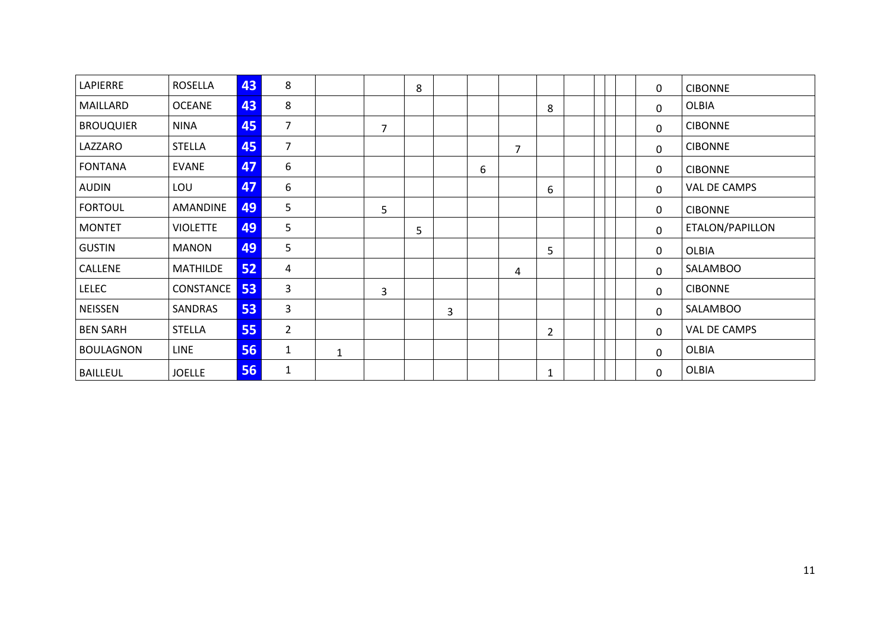| | | | | | | | | | | | | | | | | |
|---|---|---|---|---|---|---|---|---|---|---|---|---|---|---|---|---|
| LAPIERRE | ROSELLA | 43 | 8 | | | 8 | | | | | | | | | 0 | CIBONNE |
| MAILLARD | OCEANE | 43 | 8 | | | | | | | 8 | | | | | 0 | OLBIA |
| BROUQUIER | NINA | 45 | 7 | | 7 | | | | | | | | | | 0 | CIBONNE |
| LAZZARO | STELLA | 45 | 7 | | | | | | 7 | | | | | | 0 | CIBONNE |
| FONTANA | EVANE | 47 | 6 | | | | | 6 | | | | | | | 0 | CIBONNE |
| AUDIN | LOU | 47 | 6 | | | | | | | 6 | | | | | 0 | VAL DE CAMPS |
| FORTOUL | AMANDINE | 49 | 5 | | 5 | | | | | | | | | | 0 | CIBONNE |
| MONTET | VIOLETTE | 49 | 5 | | | 5 | | | | | | | | | 0 | ETALON/PAPILLON |
| GUSTIN | MANON | 49 | 5 | | | | | | | 5 | | | | | 0 | OLBIA |
| CALLENE | MATHILDE | 52 | 4 | | | | | | 4 | | | | | | 0 | SALAMBOO |
| LELEC | CONSTANCE | 53 | 3 | | 3 | | | | | | | | | | 0 | CIBONNE |
| NEISSEN | SANDRAS | 53 | 3 | | | | 3 | | | | | | | | 0 | SALAMBOO |
| BEN SARH | STELLA | 55 | 2 | | | | | | | 2 | | | | | 0 | VAL DE CAMPS |
| BOULAGNON | LINE | 56 | 1 | 1 | | | | | | | | | | | 0 | OLBIA |
| BAILLEUL | JOELLE | 56 | 1 | | | | | | | 1 | | | | | 0 | OLBIA |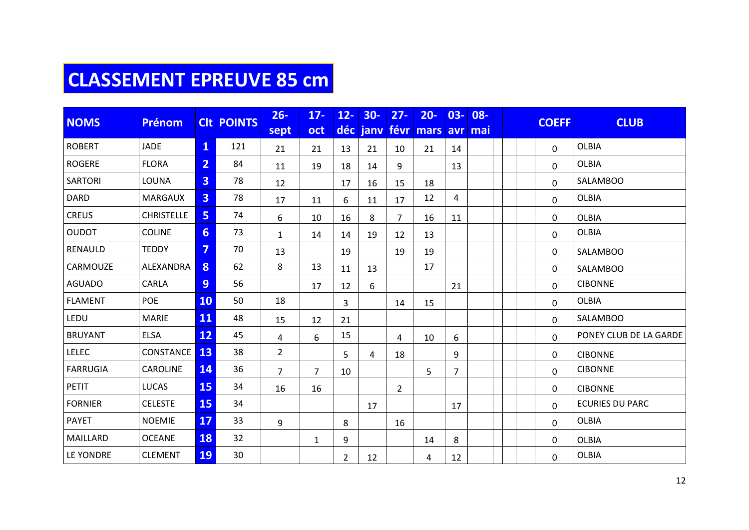# CLASSEMENT EPREUVE 85 cm

| NOMS | Prénom | Clt | POINTS | 26-sept | 17-oct | 12-déc | 30-janv | 27-févr | 20-mars | 03-avr | 08-mai | | | | COEFF | CLUB |
|---|---|---|---|---|---|---|---|---|---|---|---|---|---|---|---|---|
| ROBERT | JADE | 1 | 121 | 21 | 21 | 13 | 21 | 10 | 21 | 14 | | | | | 0 | OLBIA |
| ROGERE | FLORA | 2 | 84 | 11 | 19 | 18 | 14 | 9 | | 13 | | | | | 0 | OLBIA |
| SARTORI | LOUNA | 3 | 78 | 12 | | 17 | 16 | 15 | 18 | | | | | | 0 | SALAMBOO |
| DARD | MARGAUX | 3 | 78 | 17 | 11 | 6 | 11 | 17 | 12 | 4 | | | | | 0 | OLBIA |
| CREUS | CHRISTELLE | 5 | 74 | 6 | 10 | 16 | 8 | 7 | 16 | 11 | | | | | 0 | OLBIA |
| OUDOT | COLINE | 6 | 73 | 1 | 14 | 14 | 19 | 12 | 13 | | | | | | 0 | OLBIA |
| RENAULD | TEDDY | 7 | 70 | 13 | | 19 | | 19 | 19 | | | | | | 0 | SALAMBOO |
| CARMOUZE | ALEXANDRA | 8 | 62 | 8 | 13 | 11 | 13 | | 17 | | | | | | 0 | SALAMBOO |
| AGUADO | CARLA | 9 | 56 | | 17 | 12 | 6 | | | 21 | | | | | 0 | CIBONNE |
| FLAMENT | POE | 10 | 50 | 18 | | 3 | | 14 | 15 | | | | | | 0 | OLBIA |
| LEDU | MARIE | 11 | 48 | 15 | 12 | 21 | | | | | | | | | 0 | SALAMBOO |
| BRUYANT | ELSA | 12 | 45 | 4 | 6 | 15 | | 4 | 10 | 6 | | | | | 0 | PONEY CLUB DE LA GARDE |
| LELEC | CONSTANCE | 13 | 38 | 2 | | 5 | 4 | 18 | | 9 | | | | | 0 | CIBONNE |
| FARRUGIA | CAROLINE | 14 | 36 | 7 | 7 | 10 | | | 5 | 7 | | | | | 0 | CIBONNE |
| PETIT | LUCAS | 15 | 34 | 16 | 16 | | | 2 | | | | | | | 0 | CIBONNE |
| FORNIER | CELESTE | 15 | 34 | | | | 17 | | | 17 | | | | | 0 | ECURIES DU PARC |
| PAYET | NOEMIE | 17 | 33 | 9 | | 8 | | 16 | | | | | | | 0 | OLBIA |
| MAILLARD | OCEANE | 18 | 32 | | 1 | 9 | | | 14 | 8 | | | | | 0 | OLBIA |
| LE YONDRE | CLEMENT | 19 | 30 | | | 2 | 12 | | 4 | 12 | | | | | 0 | OLBIA |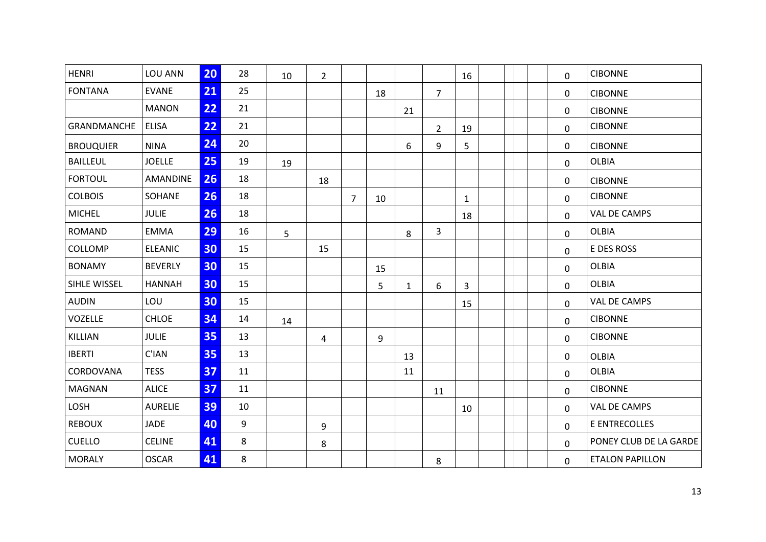| | | | | | | | | | | | | | | | | |
|---|---|---|---|---|---|---|---|---|---|---|---|---|---|---|---|---|
| HENRI | LOU ANN | 20 | 28 | 10 | 2 | | | | | 16 | | | | | 0 | CIBONNE |
| FONTANA | EVANE | 21 | 25 | | | | 18 | | 7 | | | | | | 0 | CIBONNE |
| | MANON | 22 | 21 | | | | | 21 | | | | | | | 0 | CIBONNE |
| GRANDMANCHE | ELISA | 22 | 21 | | | | | | 2 | 19 | | | | | 0 | CIBONNE |
| BROUQUIER | NINA | 24 | 20 | | | | | 6 | 9 | 5 | | | | | 0 | CIBONNE |
| BAILLEUL | JOELLE | 25 | 19 | 19 | | | | | | | | | | | 0 | OLBIA |
| FORTOUL | AMANDINE | 26 | 18 | | 18 | | | | | | | | | | 0 | CIBONNE |
| COLBOIS | SOHANE | 26 | 18 | | | 7 | 10 | | | 1 | | | | | 0 | CIBONNE |
| MICHEL | JULIE | 26 | 18 | | | | | | | 18 | | | | | 0 | VAL DE CAMPS |
| ROMAND | EMMA | 29 | 16 | 5 | | | | 8 | 3 | | | | | | 0 | OLBIA |
| COLLOMP | ELEANIC | 30 | 15 | | 15 | | | | | | | | | | 0 | E DES ROSS |
| BONAMY | BEVERLY | 30 | 15 | | | | 15 | | | | | | | | 0 | OLBIA |
| SIHLE WISSEL | HANNAH | 30 | 15 | | | | 5 | 1 | 6 | 3 | | | | | 0 | OLBIA |
| AUDIN | LOU | 30 | 15 | | | | | | | 15 | | | | | 0 | VAL DE CAMPS |
| VOZELLE | CHLOE | 34 | 14 | 14 | | | | | | | | | | | 0 | CIBONNE |
| KILLIAN | JULIE | 35 | 13 | | 4 | | 9 | | | | | | | | 0 | CIBONNE |
| IBERTI | C'IAN | 35 | 13 | | | | | 13 | | | | | | | 0 | OLBIA |
| CORDOVANA | TESS | 37 | 11 | | | | | 11 | | | | | | | 0 | OLBIA |
| MAGNAN | ALICE | 37 | 11 | | | | | | 11 | | | | | | 0 | CIBONNE |
| LOSH | AURELIE | 39 | 10 | | | | | | | 10 | | | | | 0 | VAL DE CAMPS |
| REBOUX | JADE | 40 | 9 | | 9 | | | | | | | | | | 0 | E ENTRECOLLES |
| CUELLO | CELINE | 41 | 8 | | 8 | | | | | | | | | | 0 | PONEY CLUB DE LA GARDE |
| MORALY | OSCAR | 41 | 8 | | | | | | 8 | | | | | | 0 | ETALON PAPILLON |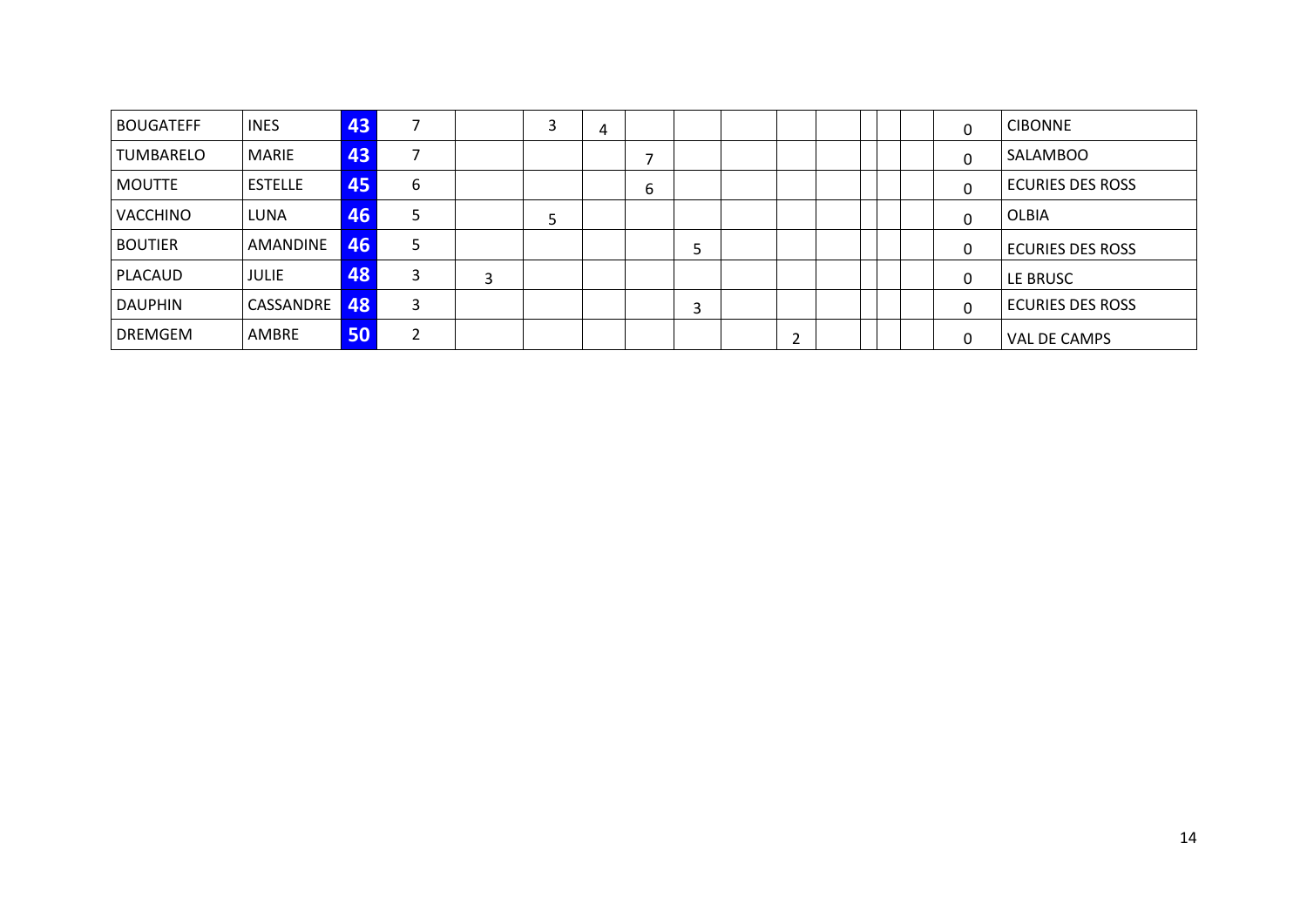| | | | | | | | | | | | | | | | | |
|---|---|---|---|---|---|---|---|---|---|---|---|---|---|---|---|---|
| BOUGATEFF | INES | 43 | 7 | | 3 | 4 | | | | | | | | | 0 | CIBONNE |
| TUMBARELO | MARIE | 43 | 7 | | | | 7 | | | | | | | | 0 | SALAMBOO |
| MOUTTE | ESTELLE | 45 | 6 | | | | 6 | | | | | | | | 0 | ECURIES DES ROSS |
| VACCHINO | LUNA | 46 | 5 | | 5 | | | | | | | | | | 0 | OLBIA |
| BOUTIER | AMANDINE | 46 | 5 | | | | | 5 | | | | | | | 0 | ECURIES DES ROSS |
| PLACAUD | JULIE | 48 | 3 | 3 | | | | | | | | | | | 0 | LE BRUSC |
| DAUPHIN | CASSANDRE | 48 | 3 | | | | | 3 | | | | | | | 0 | ECURIES DES ROSS |
| DREMGEM | AMBRE | 50 | 2 | | | | | | | 2 | | | | | 0 | VAL DE CAMPS |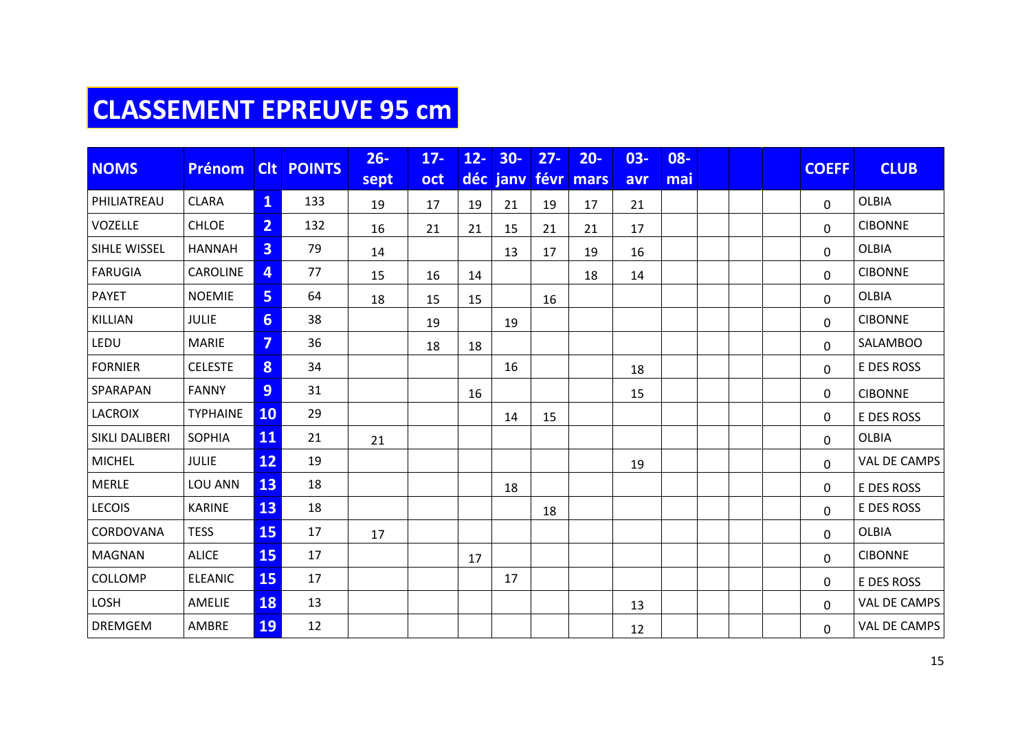# CLASSEMENT EPREUVE 95 cm

| NOMS | Prénom | Clt | POINTS | 26-sept | 17-oct | 12-déc | 30-janv | 27-févr | 20-mars | 03-avr | 08-mai | | | | COEFF | CLUB |
|---|---|---|---|---|---|---|---|---|---|---|---|---|---|---|---|---|
| PHILIATREAU | CLARA | 1 | 133 | 19 | 17 | 19 | 21 | 19 | 17 | 21 | | | | | 0 | OLBIA |
| VOZELLE | CHLOE | 2 | 132 | 16 | 21 | 21 | 15 | 21 | 21 | 17 | | | | | 0 | CIBONNE |
| SIHLE WISSEL | HANNAH | 3 | 79 | 14 | | | 13 | 17 | 19 | 16 | | | | | 0 | OLBIA |
| FARUGIA | CAROLINE | 4 | 77 | 15 | 16 | 14 | | | 18 | 14 | | | | | 0 | CIBONNE |
| PAYET | NOEMIE | 5 | 64 | 18 | 15 | 15 | | 16 | | | | | | | 0 | OLBIA |
| KILLIAN | JULIE | 6 | 38 | | 19 | | 19 | | | | | | | | 0 | CIBONNE |
| LEDU | MARIE | 7 | 36 | | 18 | 18 | | | | | | | | | 0 | SALAMBOO |
| FORNIER | CELESTE | 8 | 34 | | | | 16 | | | 18 | | | | | 0 | E DES ROSS |
| SPARAPAN | FANNY | 9 | 31 | | | 16 | | | | 15 | | | | | 0 | CIBONNE |
| LACROIX | TYPHAINE | 10 | 29 | | | | 14 | 15 | | | | | | | 0 | E DES ROSS |
| SIKLI DALIBERI | SOPHIA | 11 | 21 | 21 | | | | | | | | | | | 0 | OLBIA |
| MICHEL | JULIE | 12 | 19 | | | | | | | 19 | | | | | 0 | VAL DE CAMPS |
| MERLE | LOU ANN | 13 | 18 | | | | 18 | | | | | | | | 0 | E DES ROSS |
| LECOIS | KARINE | 13 | 18 | | | | | 18 | | | | | | | 0 | E DES ROSS |
| CORDOVANA | TESS | 15 | 17 | 17 | | | | | | | | | | | 0 | OLBIA |
| MAGNAN | ALICE | 15 | 17 | | | 17 | | | | | | | | | 0 | CIBONNE |
| COLLOMP | ELEANIC | 15 | 17 | | | | 17 | | | | | | | | 0 | E DES ROSS |
| LOSH | AMELIE | 18 | 13 | | | | | | | 13 | | | | | 0 | VAL DE CAMPS |
| DREMGEM | AMBRE | 19 | 12 | | | | | | | 12 | | | | | 0 | VAL DE CAMPS |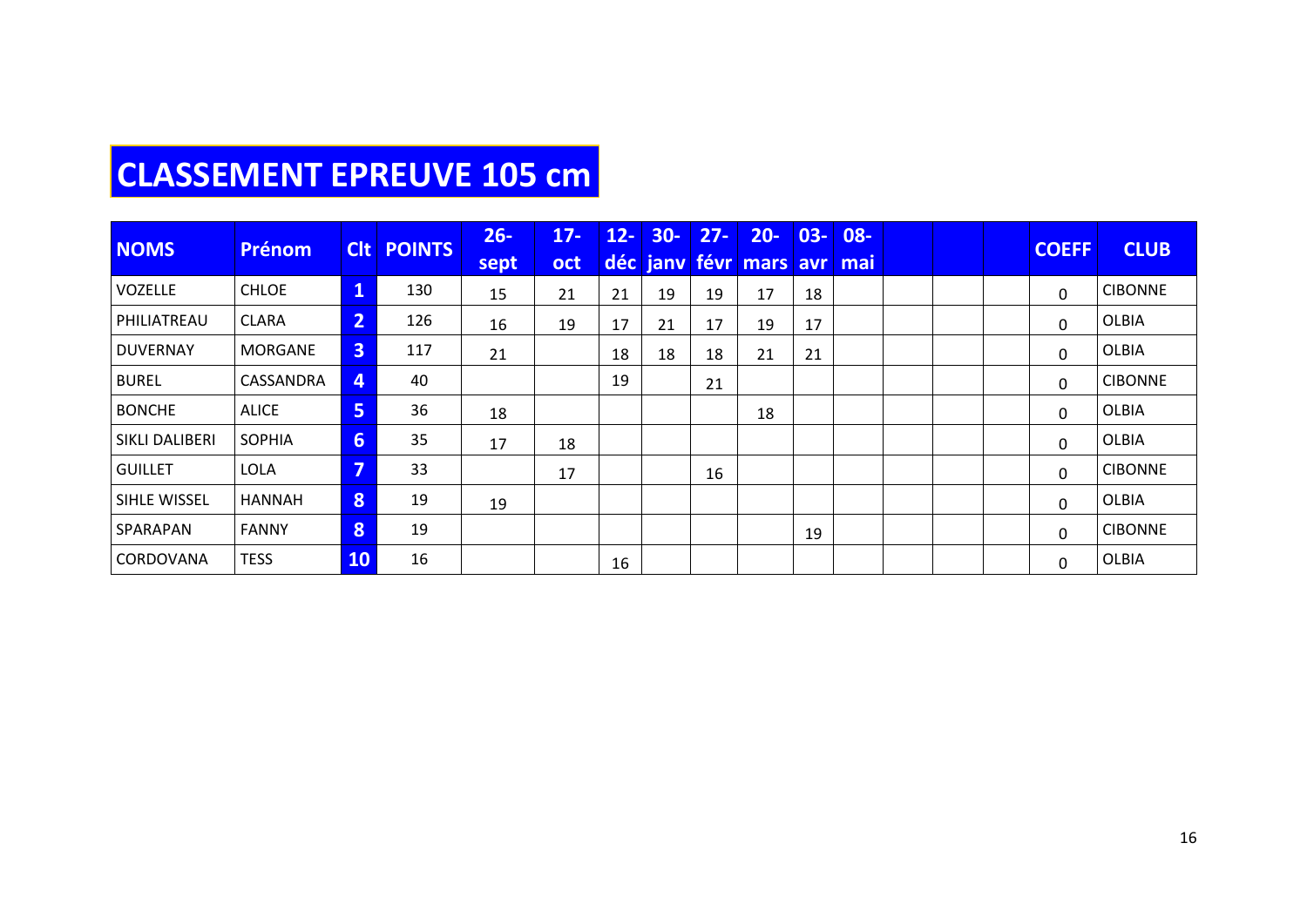# CLASSEMENT EPREUVE 105 cm

| NOMS | Prénom | Clt | POINTS | 26-sept | 17-oct | 12-déc | 30-janv | 27-févr | 20-mars | 03-avr | 08-mai | | | | COEFF | CLUB |
|---|---|---|---|---|---|---|---|---|---|---|---|---|---|---|---|---|
| VOZELLE | CHLOE | 1 | 130 | 15 | 21 | 21 | 19 | 19 | 17 | 18 | | | | | 0 | CIBONNE |
| PHILIATREAU | CLARA | 2 | 126 | 16 | 19 | 17 | 21 | 17 | 19 | 17 | | | | | 0 | OLBIA |
| DUVERNAY | MORGANE | 3 | 117 | 21 | | 18 | 18 | 18 | 21 | 21 | | | | | 0 | OLBIA |
| BUREL | CASSANDRA | 4 | 40 | | | 19 | | 21 | | | | | | | 0 | CIBONNE |
| BONCHE | ALICE | 5 | 36 | 18 | | | | | 18 | | | | | | 0 | OLBIA |
| SIKLI DALIBERI | SOPHIA | 6 | 35 | 17 | 18 | | | | | | | | | | 0 | OLBIA |
| GUILLET | LOLA | 7 | 33 | | 17 | | | 16 | | | | | | | 0 | CIBONNE |
| SIHLE WISSEL | HANNAH | 8 | 19 | 19 | | | | | | | | | | | 0 | OLBIA |
| SPARAPAN | FANNY | 8 | 19 | | | | | | | 19 | | | | | 0 | CIBONNE |
| CORDOVANA | TESS | 10 | 16 | | | 16 | | | | | | | | | 0 | OLBIA |